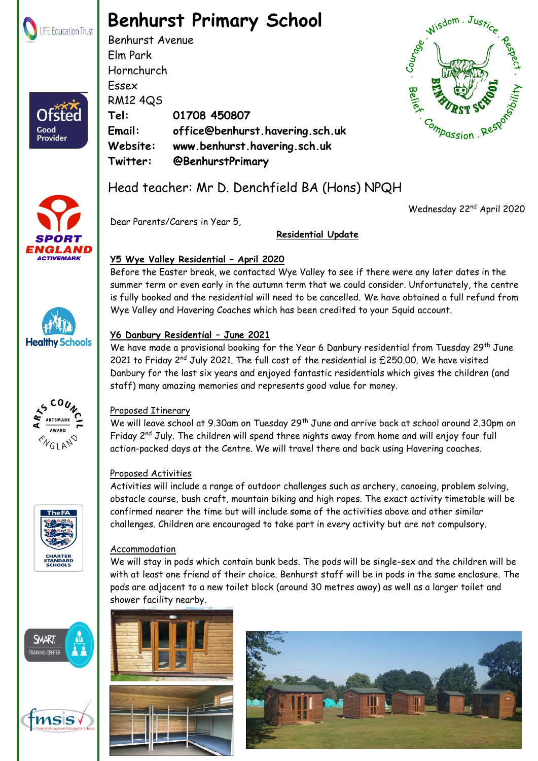# Benhurst Primary School

Benhurst Avenue
Elm Park
Hornchurch
Essex
RM12 4QS

**Tel:** **01708 450807**
**Email:** **office@benhurst.havering.sch.uk**
**Website:** **www.benhurst.havering.sch.uk**
**Twitter:** **@BenhurstPrimary**

Head teacher: Mr D. Denchfield BA (Hons) NPQH

Wednesday 22nd April 2020

Dear Parents/Carers in Year 5,

**Residential Update**

**Y5 Wye Valley Residential – April 2020**

Before the Easter break, we contacted Wye Valley to see if there were any later dates in the summer term or even early in the autumn term that we could consider. Unfortunately, the centre is fully booked and the residential will need to be cancelled. We have obtained a full refund from Wye Valley and Havering Coaches which has been credited to your Squid account.

**Y6 Danbury Residential – June 2021**

We have made a provisional booking for the Year 6 Danbury residential from Tuesday 29th June 2021 to Friday 2nd July 2021. The full cost of the residential is £250.00. We have visited Danbury for the last six years and enjoyed fantastic residentials which gives the children (and staff) many amazing memories and represents good value for money.

Proposed Itinerary

We will leave school at 9.30am on Tuesday 29th June and arrive back at school around 2.30pm on Friday 2nd July. The children will spend three nights away from home and will enjoy four full action-packed days at the Centre. We will travel there and back using Havering coaches.

Proposed Activities

Activities will include a range of outdoor challenges such as archery, canoeing, problem solving, obstacle course, bush craft, mountain biking and high ropes. The exact activity timetable will be confirmed nearer the time but will include some of the activities above and other similar challenges. Children are encouraged to take part in every activity but are not compulsory.

Accommodation

We will stay in pods which contain bunk beds. The pods will be single-sex and the children will be with at least one friend of their choice. Benhurst staff will be in pods in the same enclosure. The pods are adjacent to a new toilet block (around 30 metres away) as well as a larger toilet and shower facility nearby.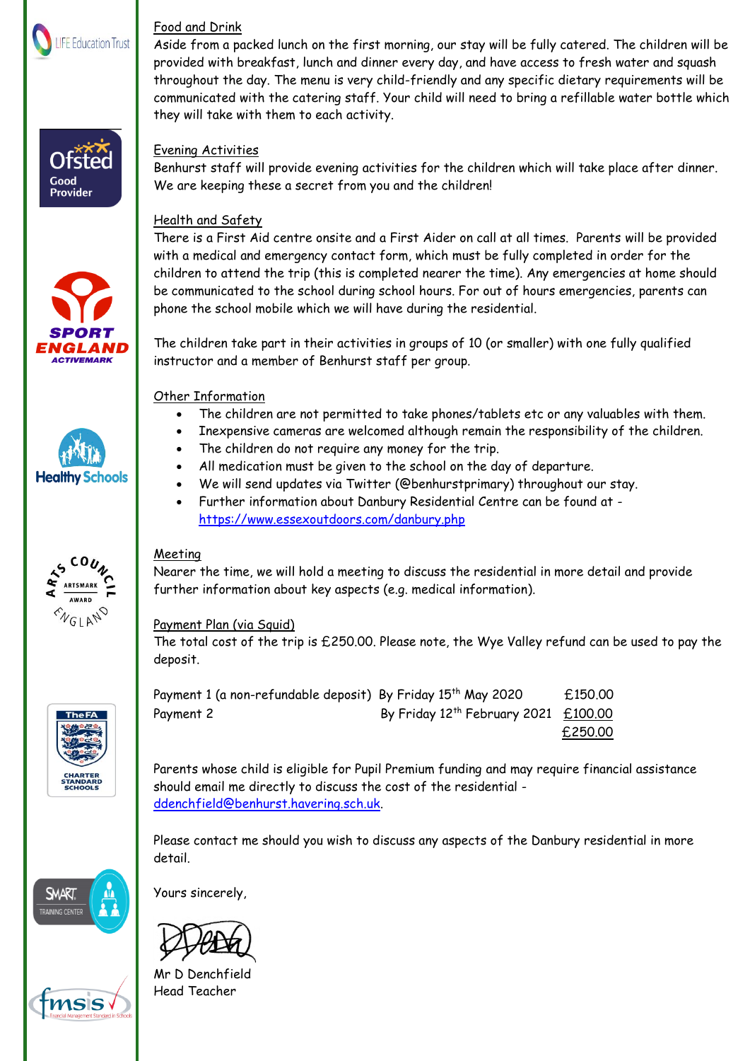## Food and Drink

Aside from a packed lunch on the first morning, our stay will be fully catered. The children will be provided with breakfast, lunch and dinner every day, and have access to fresh water and squash throughout the day. The menu is very child-friendly and any specific dietary requirements will be communicated with the catering staff. Your child will need to bring a refillable water bottle which they will take with them to each activity.

## Evening Activities

Benhurst staff will provide evening activities for the children which will take place after dinner. We are keeping these a secret from you and the children!

## Health and Safety

There is a First Aid centre onsite and a First Aider on call at all times. Parents will be provided with a medical and emergency contact form, which must be fully completed in order for the children to attend the trip (this is completed nearer the time). Any emergencies at home should be communicated to the school during school hours. For out of hours emergencies, parents can phone the school mobile which we will have during the residential.

The children take part in their activities in groups of 10 (or smaller) with one fully qualified instructor and a member of Benhurst staff per group.

## Other Information

- The children are not permitted to take phones/tablets etc or any valuables with them.
- Inexpensive cameras are welcomed although remain the responsibility of the children.
- The children do not require any money for the trip.
- All medication must be given to the school on the day of departure.
- We will send updates via Twitter (@benhurstprimary) throughout our stay.
- Further information about Danbury Residential Centre can be found at - https://www.essexoutdoors.com/danbury.php

## Meeting

Nearer the time, we will hold a meeting to discuss the residential in more detail and provide further information about key aspects (e.g. medical information).

## Payment Plan (via Squid)

The total cost of the trip is £250.00. Please note, the Wye Valley refund can be used to pay the deposit.

| | | |
|---|---|---|
| Payment 1 (a non-refundable deposit) | By Friday 15th May 2020 | £150.00 |
| Payment 2 | By Friday 12th February 2021 | £100.00 |
| | | £250.00 |

Parents whose child is eligible for Pupil Premium funding and may require financial assistance should email me directly to discuss the cost of the residential - ddenchfield@benhurst.havering.sch.uk.

Please contact me should you wish to discuss any aspects of the Danbury residential in more detail.

Yours sincerely,

Mr D Denchfield
Head Teacher